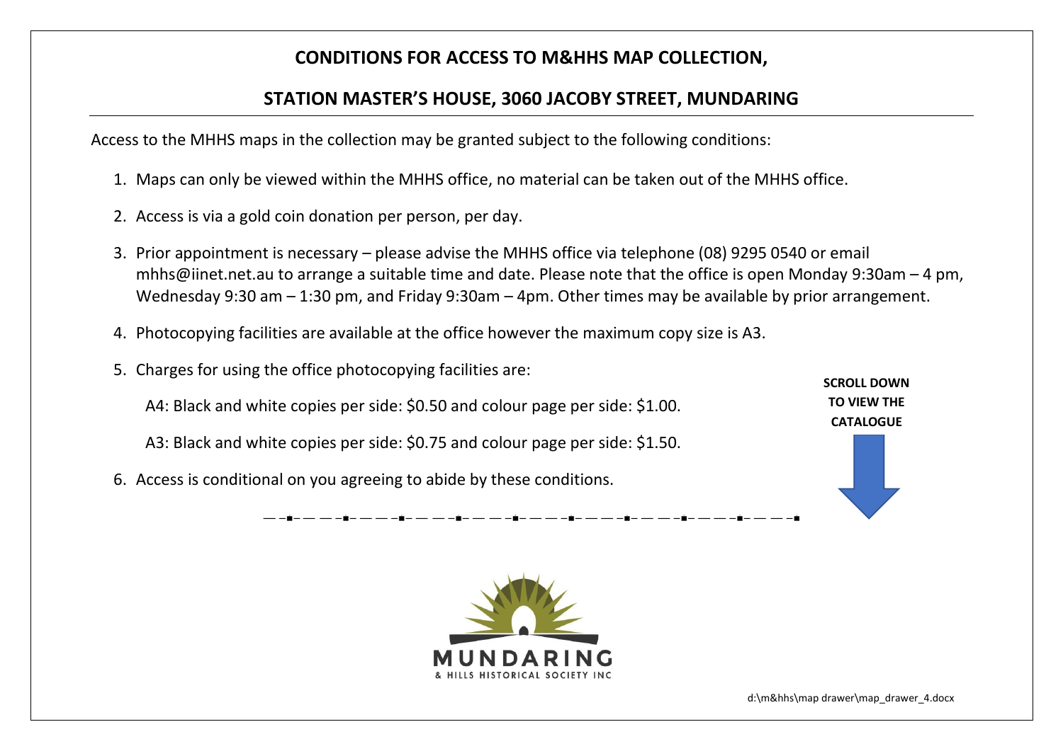# CONDITIONS FOR ACCESS TO M&HHS MAP COLLECTION,

# STATION MASTER'S HOUSE, 3060 JACOBY STREET, MUNDARING

Access to the MHHS maps in the collection may be granted subject to the following conditions:

1. Maps can only be viewed within the MHHS office, no material can be taken out of the MHHS office.
2. Access is via a gold coin donation per person, per day.
3. Prior appointment is necessary – please advise the MHHS office via telephone (08) 9295 0540 or email mhhs@iinet.net.au to arrange a suitable time and date. Please note that the office is open Monday 9:30am – 4 pm, Wednesday 9:30 am – 1:30 pm, and Friday 9:30am – 4pm. Other times may be available by prior arrangement.
4. Photocopying facilities are available at the office however the maximum copy size is A3.
5. Charges for using the office photocopying facilities are:

   A4: Black and white copies per side: $0.50 and colour page per side: $1.00.

   A3: Black and white copies per side: $0.75 and colour page per side: $1.50.
6. Access is conditional on you agreeing to abide by these conditions.

**SCROLL DOWN TO VIEW THE CATALOGUE**

MUNDARING
& HILLS HISTORICAL SOCIETY INC

d:\m&hhs\map drawer\map_drawer_4.docx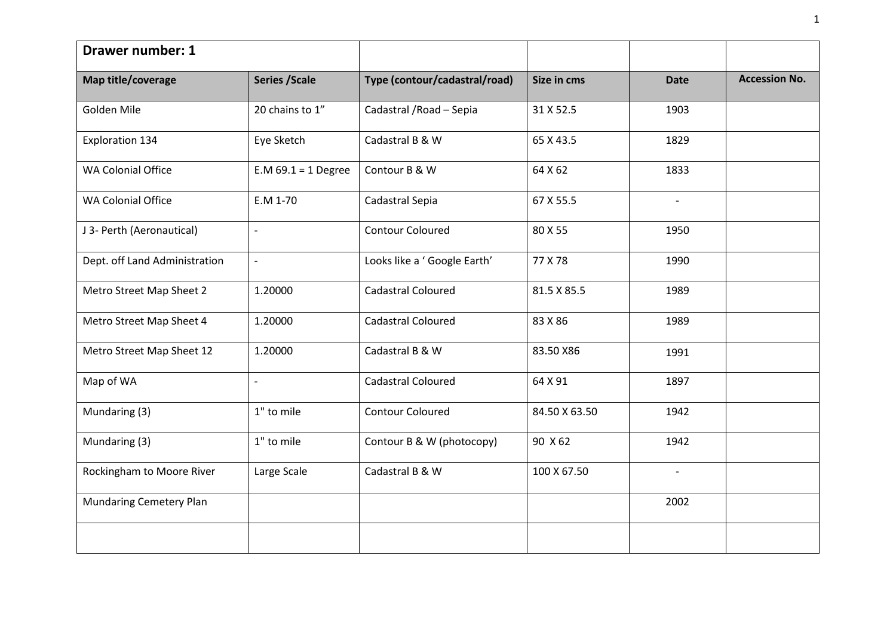| Drawer number: 1 | | | | | |
|---|---|---|---|---|---|
| **Map title/coverage** | **Series /Scale** | **Type (contour/cadastral/road)** | **Size in cms** | **Date** | **Accession No.** |
| Golden Mile | 20 chains to 1" | Cadastral /Road – Sepia | 31 X 52.5 | 1903 | |
| Exploration 134 | Eye Sketch | Cadastral B & W | 65 X 43.5 | 1829 | |
| WA Colonial Office | E.M 69.1 = 1 Degree | Contour B & W | 64 X 62 | 1833 | |
| WA Colonial Office | E.M 1-70 | Cadastral Sepia | 67 X 55.5 | - | |
| J 3- Perth (Aeronautical) | - | Contour Coloured | 80 X 55 | 1950 | |
| Dept. off Land Administration | - | Looks like a ' Google Earth' | 77 X 78 | 1990 | |
| Metro Street Map Sheet 2 | 1.20000 | Cadastral Coloured | 81.5 X 85.5 | 1989 | |
| Metro Street Map Sheet 4 | 1.20000 | Cadastral Coloured | 83 X 86 | 1989 | |
| Metro Street Map Sheet 12 | 1.20000 | Cadastral B & W | 83.50 X86 | 1991 | |
| Map of WA | - | Cadastral Coloured | 64 X 91 | 1897 | |
| Mundaring (3) | 1" to mile | Contour Coloured | 84.50 X 63.50 | 1942 | |
| Mundaring (3) | 1" to mile | Contour B & W (photocopy) | 90 X 62 | 1942 | |
| Rockingham to Moore River | Large Scale | Cadastral B & W | 100 X 67.50 | - | |
| Mundaring Cemetery Plan | | | | 2002 | |
| | | | | | |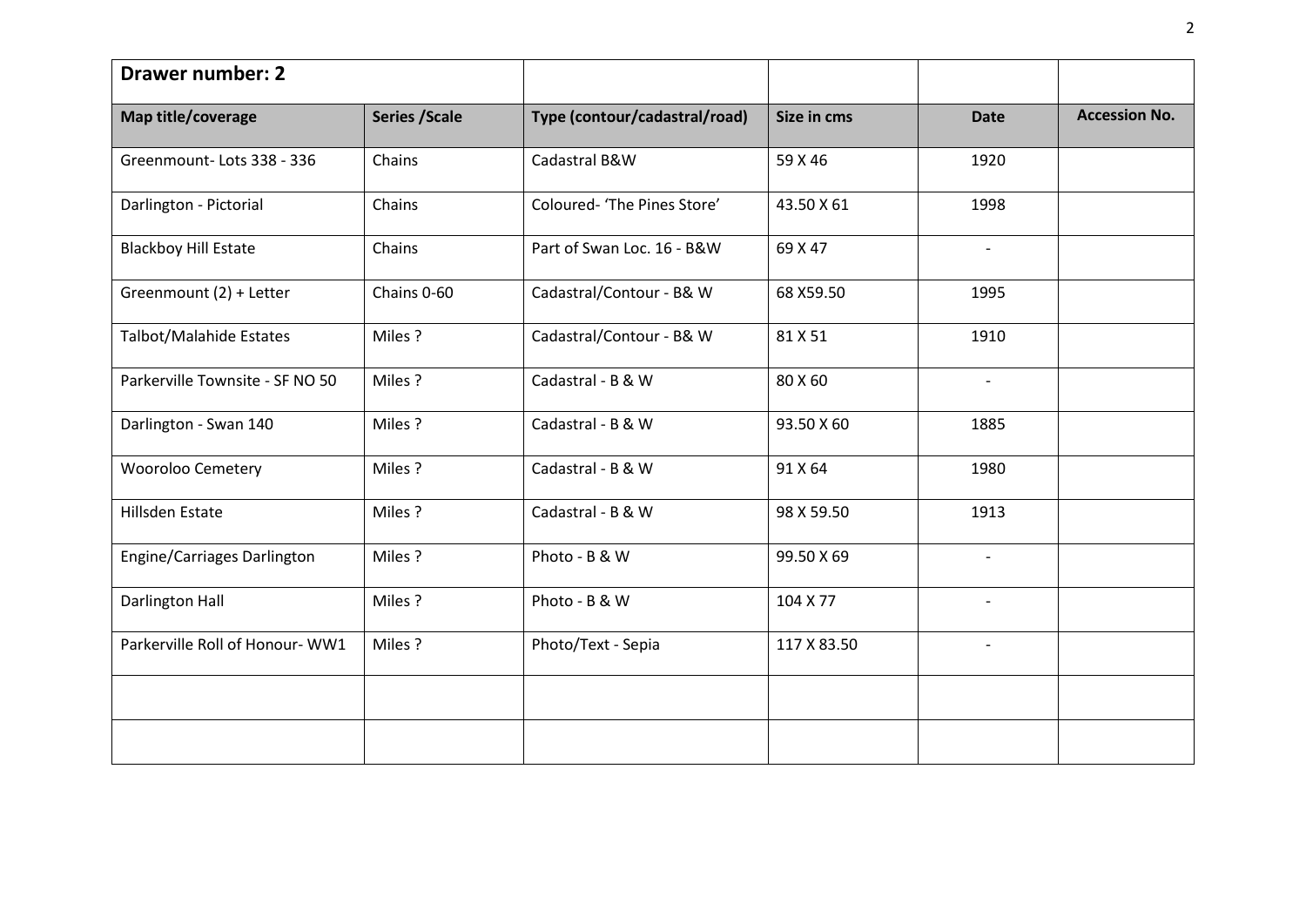| Drawer number: 2 | | | | | |
|---|---|---|---|---|---|
| **Map title/coverage** | **Series /Scale** | **Type (contour/cadastral/road)** | **Size in cms** | **Date** | **Accession No.** |
| Greenmount- Lots 338 - 336 | Chains | Cadastral B&W | 59 X 46 | 1920 | |
| Darlington - Pictorial | Chains | Coloured- 'The Pines Store' | 43.50 X 61 | 1998 | |
| Blackboy Hill Estate | Chains | Part of Swan Loc. 16 - B&W | 69 X 47 | - | |
| Greenmount (2) + Letter | Chains 0-60 | Cadastral/Contour - B& W | 68 X59.50 | 1995 | |
| Talbot/Malahide Estates | Miles ? | Cadastral/Contour - B& W | 81 X 51 | 1910 | |
| Parkerville Townsite - SF NO 50 | Miles ? | Cadastral - B & W | 80 X 60 | - | |
| Darlington - Swan 140 | Miles ? | Cadastral - B & W | 93.50 X 60 | 1885 | |
| Wooroloo Cemetery | Miles ? | Cadastral - B & W | 91 X 64 | 1980 | |
| Hillsden Estate | Miles ? | Cadastral - B & W | 98 X 59.50 | 1913 | |
| Engine/Carriages Darlington | Miles ? | Photo - B & W | 99.50 X 69 | - | |
| Darlington Hall | Miles ? | Photo - B & W | 104 X 77 | - | |
| Parkerville Roll of Honour- WW1 | Miles ? | Photo/Text - Sepia | 117 X 83.50 | - | |
| | | | | | |
| | | | | | |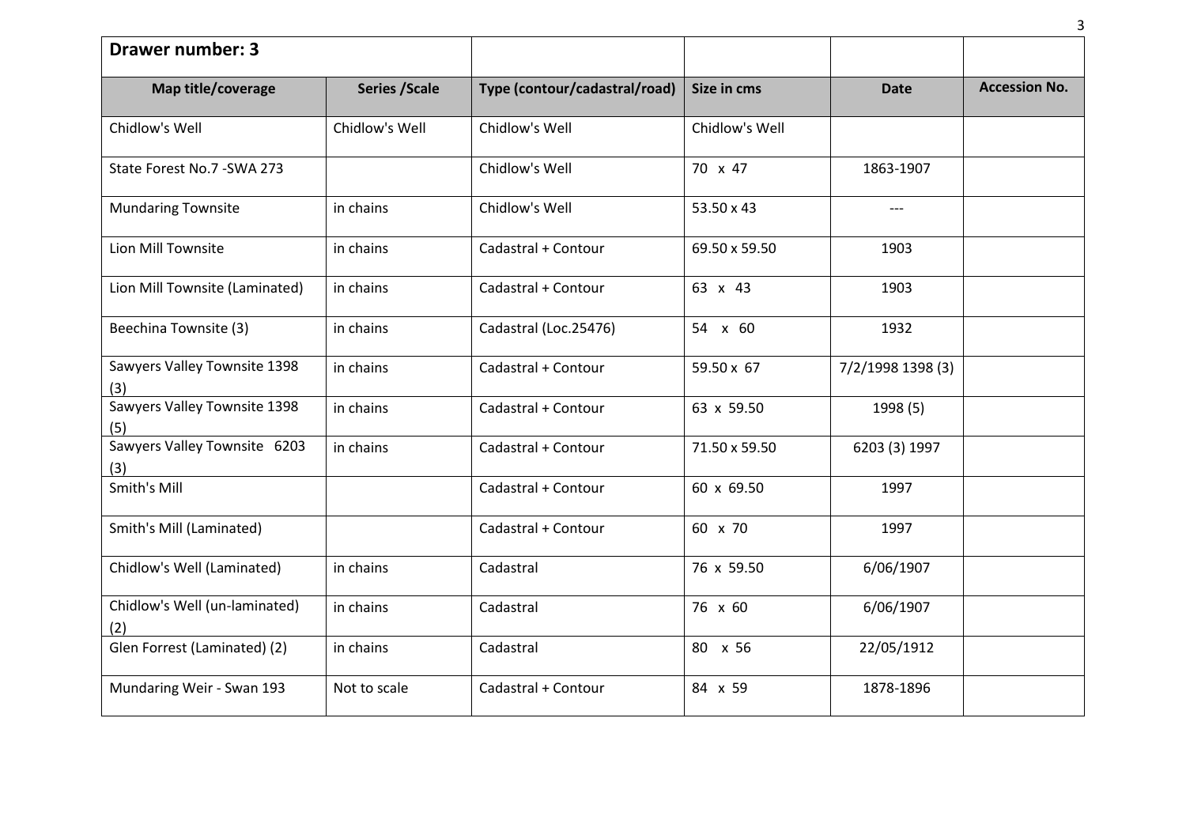| Drawer number: 3 | | | | | |
|---|---|---|---|---|---|
| **Map title/coverage** | **Series /Scale** | **Type (contour/cadastral/road)** | **Size in cms** | **Date** | **Accession No.** |
| Chidlow's Well | Chidlow's Well | Chidlow's Well | Chidlow's Well | | |
| State Forest No.7 -SWA 273 | | Chidlow's Well | 70 x 47 | 1863-1907 | |
| Mundaring Townsite | in chains | Chidlow's Well | 53.50 x 43 | --- | |
| Lion Mill Townsite | in chains | Cadastral + Contour | 69.50 x 59.50 | 1903 | |
| Lion Mill Townsite (Laminated) | in chains | Cadastral + Contour | 63 x 43 | 1903 | |
| Beechina Townsite (3) | in chains | Cadastral (Loc.25476) | 54 x 60 | 1932 | |
| Sawyers Valley Townsite 1398 (3) | in chains | Cadastral + Contour | 59.50 x 67 | 7/2/1998 1398 (3) | |
| Sawyers Valley Townsite 1398 (5) | in chains | Cadastral + Contour | 63 x 59.50 | 1998 (5) | |
| Sawyers Valley Townsite 6203 (3) | in chains | Cadastral + Contour | 71.50 x 59.50 | 6203 (3) 1997 | |
| Smith's Mill | | Cadastral + Contour | 60 x 69.50 | 1997 | |
| Smith's Mill (Laminated) | | Cadastral + Contour | 60 x 70 | 1997 | |
| Chidlow's Well (Laminated) | in chains | Cadastral | 76 x 59.50 | 6/06/1907 | |
| Chidlow's Well (un-laminated) (2) | in chains | Cadastral | 76 x 60 | 6/06/1907 | |
| Glen Forrest (Laminated) (2) | in chains | Cadastral | 80 x 56 | 22/05/1912 | |
| Mundaring Weir - Swan 193 | Not to scale | Cadastral + Contour | 84 x 59 | 1878-1896 | |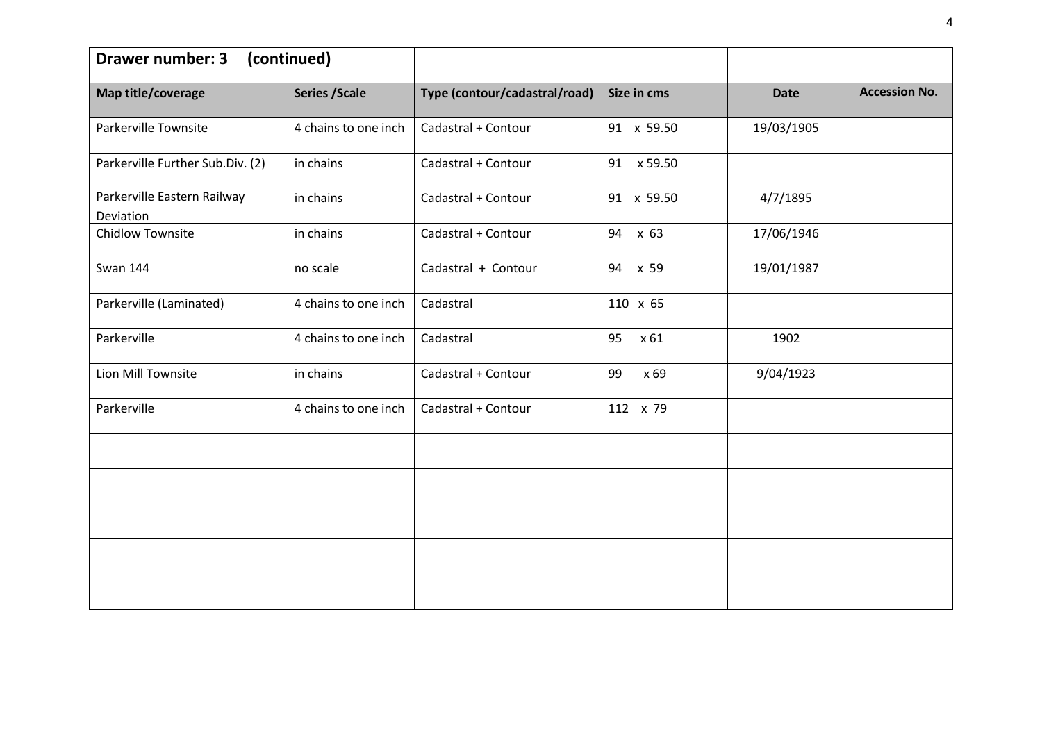| Drawer number: 3 (continued) | | | | | |
|---|---|---|---|---|---|
| **Map title/coverage** | **Series /Scale** | **Type (contour/cadastral/road)** | **Size in cms** | **Date** | **Accession No.** |
| Parkerville Townsite | 4 chains to one inch | Cadastral + Contour | 91 x 59.50 | 19/03/1905 | |
| Parkerville Further Sub.Div. (2) | in chains | Cadastral + Contour | 91 x 59.50 | | |
| Parkerville Eastern Railway Deviation | in chains | Cadastral + Contour | 91 x 59.50 | 4/7/1895 | |
| Chidlow Townsite | in chains | Cadastral + Contour | 94 x 63 | 17/06/1946 | |
| Swan 144 | no scale | Cadastral + Contour | 94 x 59 | 19/01/1987 | |
| Parkerville (Laminated) | 4 chains to one inch | Cadastral | 110 x 65 | | |
| Parkerville | 4 chains to one inch | Cadastral | 95 x 61 | 1902 | |
| Lion Mill Townsite | in chains | Cadastral + Contour | 99 x 69 | 9/04/1923 | |
| Parkerville | 4 chains to one inch | Cadastral + Contour | 112 x 79 | | |
| | | | | | |
| | | | | | |
| | | | | | |
| | | | | | |
| | | | | | |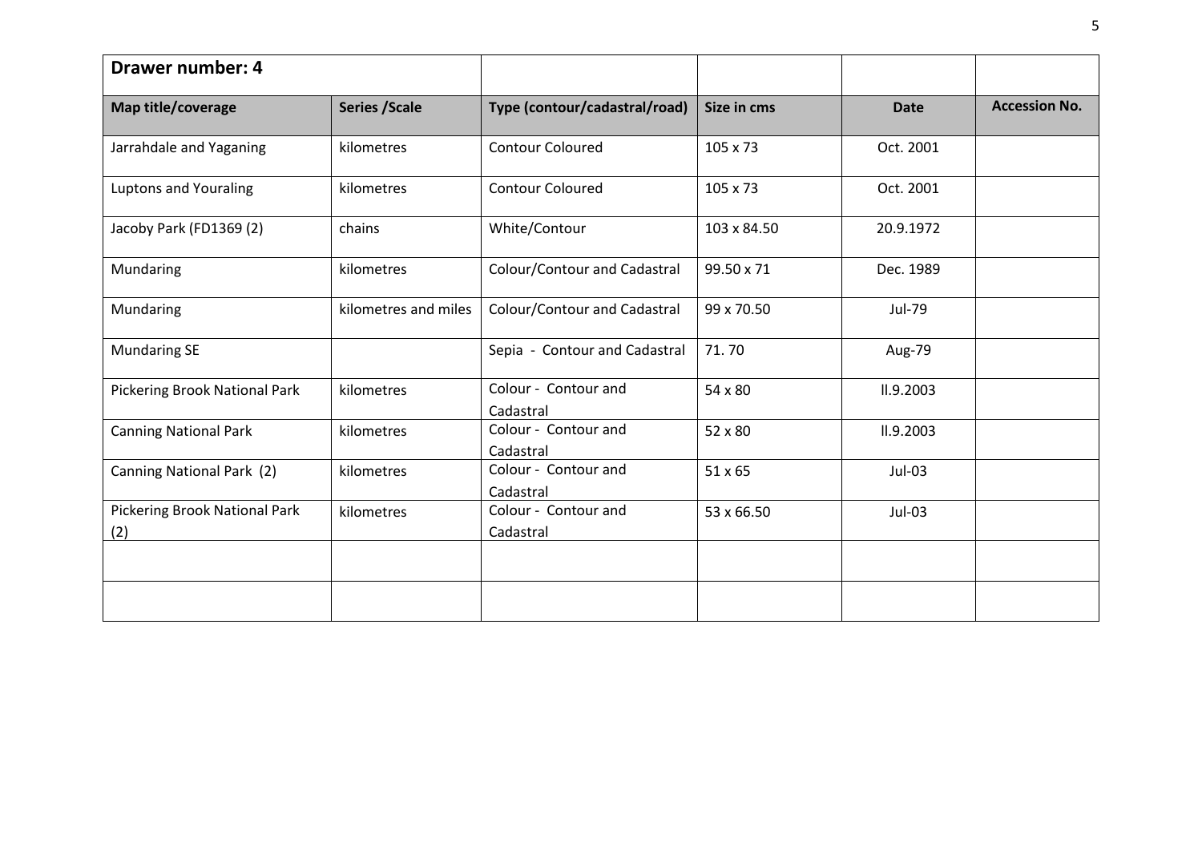| Drawer number: 4 | | | | | |
|---|---|---|---|---|---|
| **Map title/coverage** | **Series /Scale** | **Type (contour/cadastral/road)** | **Size in cms** | **Date** | **Accession No.** |
| Jarrahdale and Yaganing | kilometres | Contour Coloured | 105 x 73 | Oct. 2001 | |
| Luptons and Youraling | kilometres | Contour Coloured | 105 x 73 | Oct. 2001 | |
| Jacoby Park (FD1369 (2) | chains | White/Contour | 103 x 84.50 | 20.9.1972 | |
| Mundaring | kilometres | Colour/Contour and Cadastral | 99.50 x 71 | Dec. 1989 | |
| Mundaring | kilometres and miles | Colour/Contour and Cadastral | 99 x 70.50 | Jul-79 | |
| Mundaring SE | | Sepia - Contour and Cadastral | 71. 70 | Aug-79 | |
| Pickering Brook National Park | kilometres | Colour - Contour and Cadastral | 54 x 80 | ll.9.2003 | |
| Canning National Park | kilometres | Colour - Contour and Cadastral | 52 x 80 | ll.9.2003 | |
| Canning National Park (2) | kilometres | Colour - Contour and Cadastral | 51 x 65 | Jul-03 | |
| Pickering Brook National Park (2) | kilometres | Colour - Contour and Cadastral | 53 x 66.50 | Jul-03 | |
| | | | | | |
| | | | | | |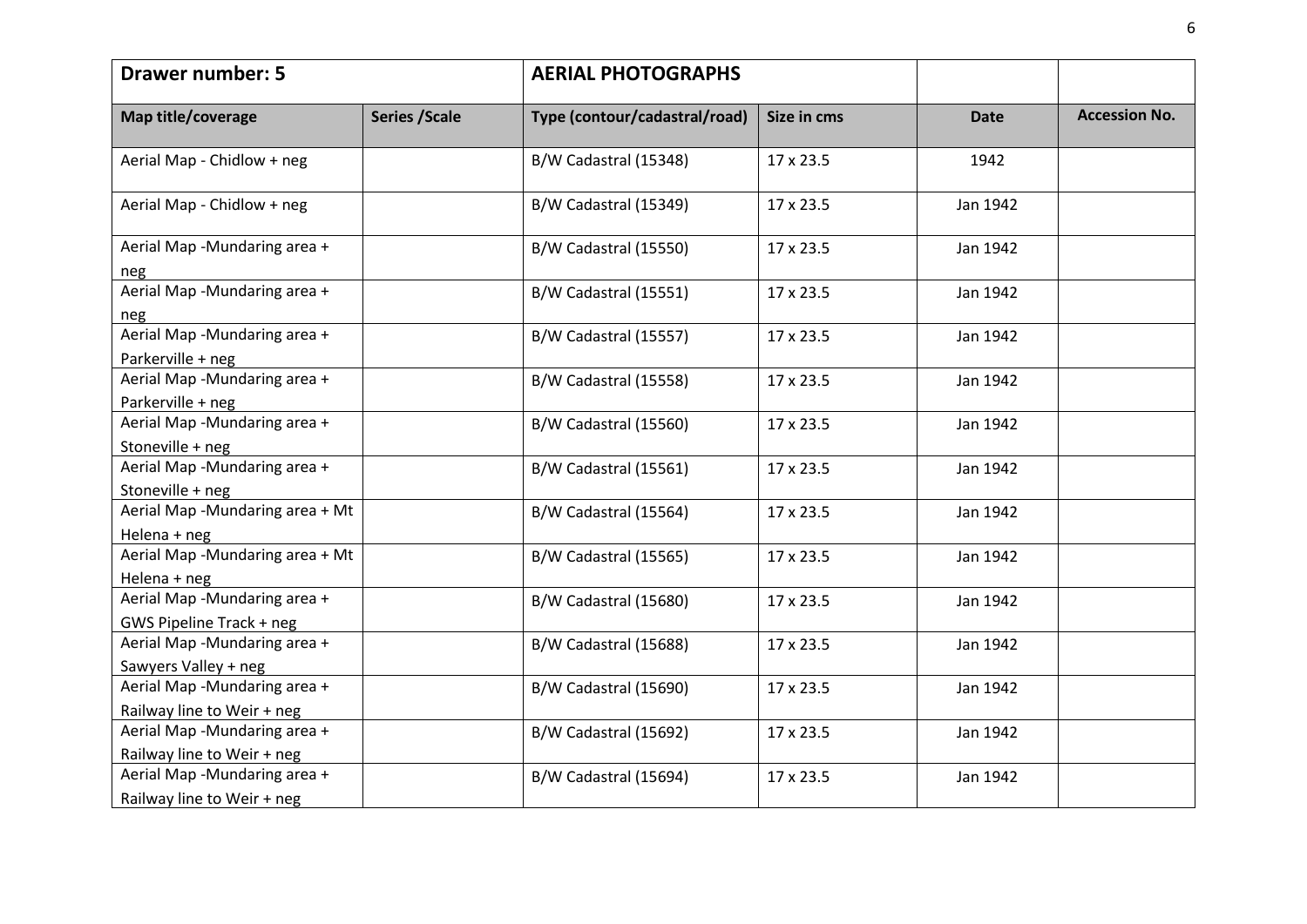| Drawer number: 5 | | AERIAL PHOTOGRAPHS | | | |
|---|---|---|---|---|---|
| **Map title/coverage** | **Series /Scale** | **Type (contour/cadastral/road)** | **Size in cms** | **Date** | **Accession No.** |
| Aerial Map - Chidlow + neg | | B/W Cadastral (15348) | 17 x 23.5 | 1942 | |
| Aerial Map - Chidlow + neg | | B/W Cadastral (15349) | 17 x 23.5 | Jan 1942 | |
| Aerial Map -Mundaring area + neg | | B/W Cadastral (15550) | 17 x 23.5 | Jan 1942 | |
| Aerial Map -Mundaring area + neg | | B/W Cadastral (15551) | 17 x 23.5 | Jan 1942 | |
| Aerial Map -Mundaring area + Parkerville + neg | | B/W Cadastral (15557) | 17 x 23.5 | Jan 1942 | |
| Aerial Map -Mundaring area + Parkerville + neg | | B/W Cadastral (15558) | 17 x 23.5 | Jan 1942 | |
| Aerial Map -Mundaring area + Stoneville + neg | | B/W Cadastral (15560) | 17 x 23.5 | Jan 1942 | |
| Aerial Map -Mundaring area + Stoneville + neg | | B/W Cadastral (15561) | 17 x 23.5 | Jan 1942 | |
| Aerial Map -Mundaring area + Mt Helena + neg | | B/W Cadastral (15564) | 17 x 23.5 | Jan 1942 | |
| Aerial Map -Mundaring area + Mt Helena + neg | | B/W Cadastral (15565) | 17 x 23.5 | Jan 1942 | |
| Aerial Map -Mundaring area + GWS Pipeline Track + neg | | B/W Cadastral (15680) | 17 x 23.5 | Jan 1942 | |
| Aerial Map -Mundaring area + Sawyers Valley + neg | | B/W Cadastral (15688) | 17 x 23.5 | Jan 1942 | |
| Aerial Map -Mundaring area + Railway line to Weir + neg | | B/W Cadastral (15690) | 17 x 23.5 | Jan 1942 | |
| Aerial Map -Mundaring area + Railway line to Weir + neg | | B/W Cadastral (15692) | 17 x 23.5 | Jan 1942 | |
| Aerial Map -Mundaring area + Railway line to Weir + neg | | B/W Cadastral (15694) | 17 x 23.5 | Jan 1942 | |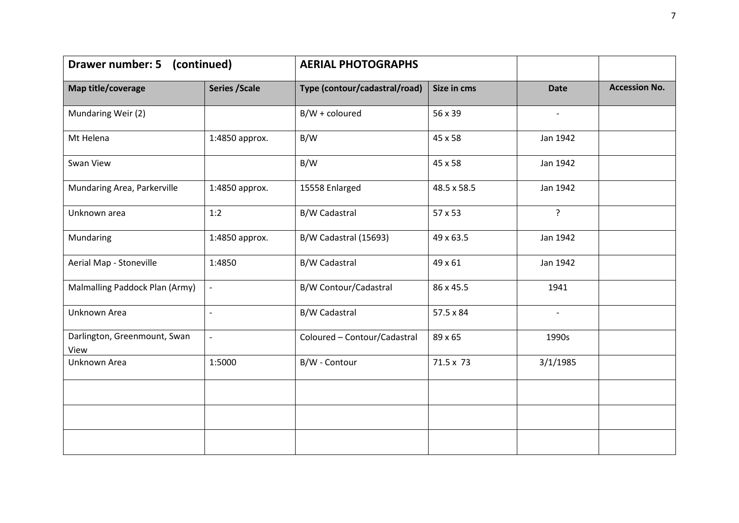| Drawer number: 5 (continued) | | AERIAL PHOTOGRAPHS | | | |
|---|---|---|---|---|---|
| **Map title/coverage** | **Series /Scale** | **Type (contour/cadastral/road)** | **Size in cms** | **Date** | **Accession No.** |
| Mundaring Weir (2) | | B/W + coloured | 56 x 39 | - | |
| Mt Helena | 1:4850 approx. | B/W | 45 x 58 | Jan 1942 | |
| Swan View | | B/W | 45 x 58 | Jan 1942 | |
| Mundaring Area, Parkerville | 1:4850 approx. | 15558 Enlarged | 48.5 x 58.5 | Jan 1942 | |
| Unknown area | 1:2 | B/W Cadastral | 57 x 53 | ? | |
| Mundaring | 1:4850 approx. | B/W Cadastral (15693) | 49 x 63.5 | Jan 1942 | |
| Aerial Map - Stoneville | 1:4850 | B/W Cadastral | 49 x 61 | Jan 1942 | |
| Malmalling Paddock Plan (Army) | - | B/W Contour/Cadastral | 86 x 45.5 | 1941 | |
| Unknown Area | - | B/W Cadastral | 57.5 x 84 | - | |
| Darlington, Greenmount, Swan View | - | Coloured – Contour/Cadastral | 89 x 65 | 1990s | |
| Unknown Area | 1:5000 | B/W - Contour | 71.5 x 73 | 3/1/1985 | |
| | | | | | |
| | | | | | |
| | | | | | |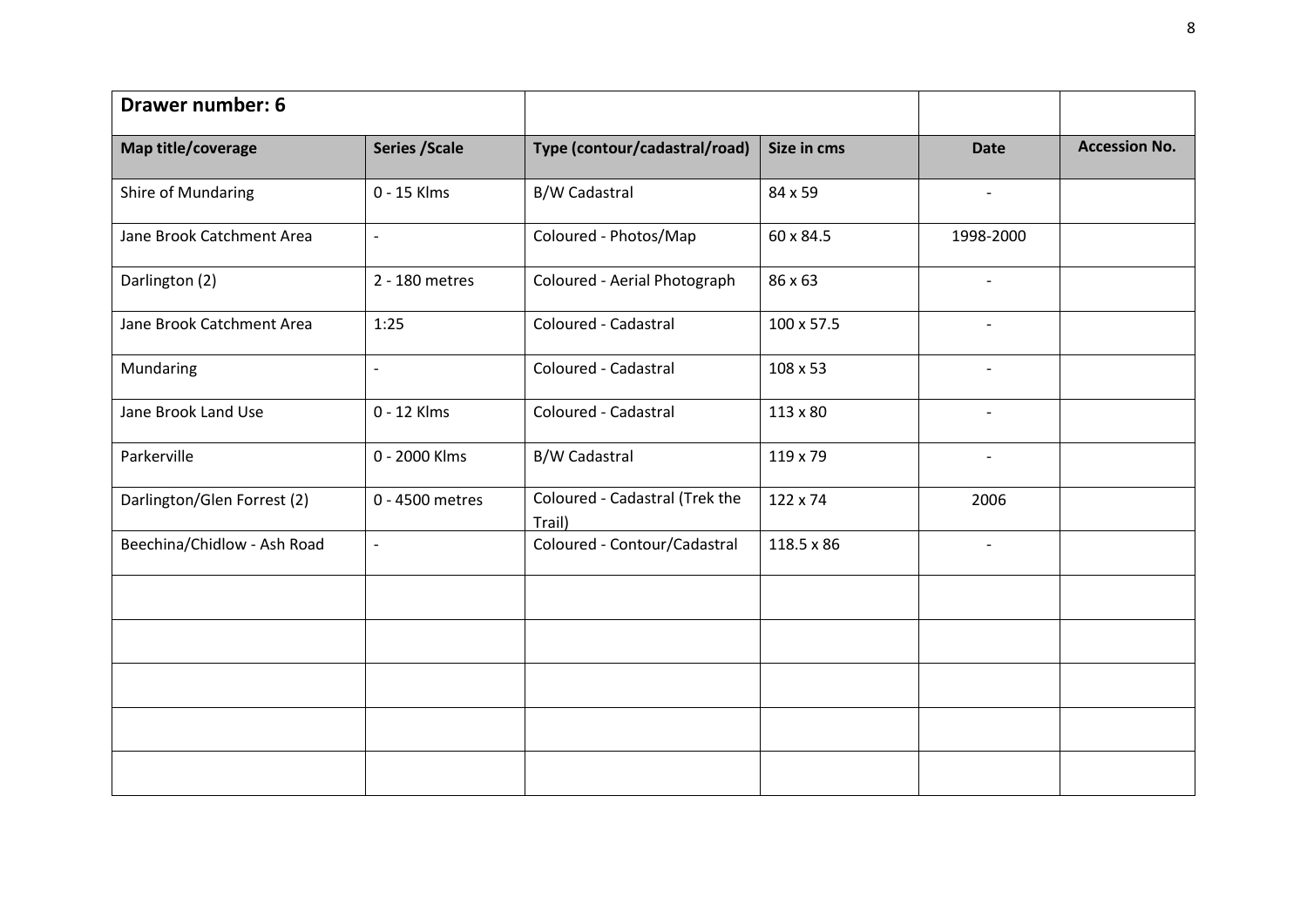| Drawer number: 6 | | | | | |
|---|---|---|---|---|---|
| **Map title/coverage** | **Series /Scale** | **Type (contour/cadastral/road)** | **Size in cms** | **Date** | **Accession No.** |
| Shire of Mundaring | 0 - 15 Klms | B/W Cadastral | 84 x 59 | - | |
| Jane Brook Catchment Area | - | Coloured - Photos/Map | 60 x 84.5 | 1998-2000 | |
| Darlington (2) | 2 - 180 metres | Coloured - Aerial Photograph | 86 x 63 | - | |
| Jane Brook Catchment Area | 1:25 | Coloured - Cadastral | 100 x 57.5 | - | |
| Mundaring | - | Coloured - Cadastral | 108 x 53 | - | |
| Jane Brook Land Use | 0 - 12 Klms | Coloured - Cadastral | 113 x 80 | - | |
| Parkerville | 0 - 2000 Klms | B/W Cadastral | 119 x 79 | - | |
| Darlington/Glen Forrest (2) | 0 - 4500 metres | Coloured - Cadastral (Trek the Trail) | 122 x 74 | 2006 | |
| Beechina/Chidlow - Ash Road | - | Coloured - Contour/Cadastral | 118.5 x 86 | - | |
| | | | | | |
| | | | | | |
| | | | | | |
| | | | | | |
| | | | | | |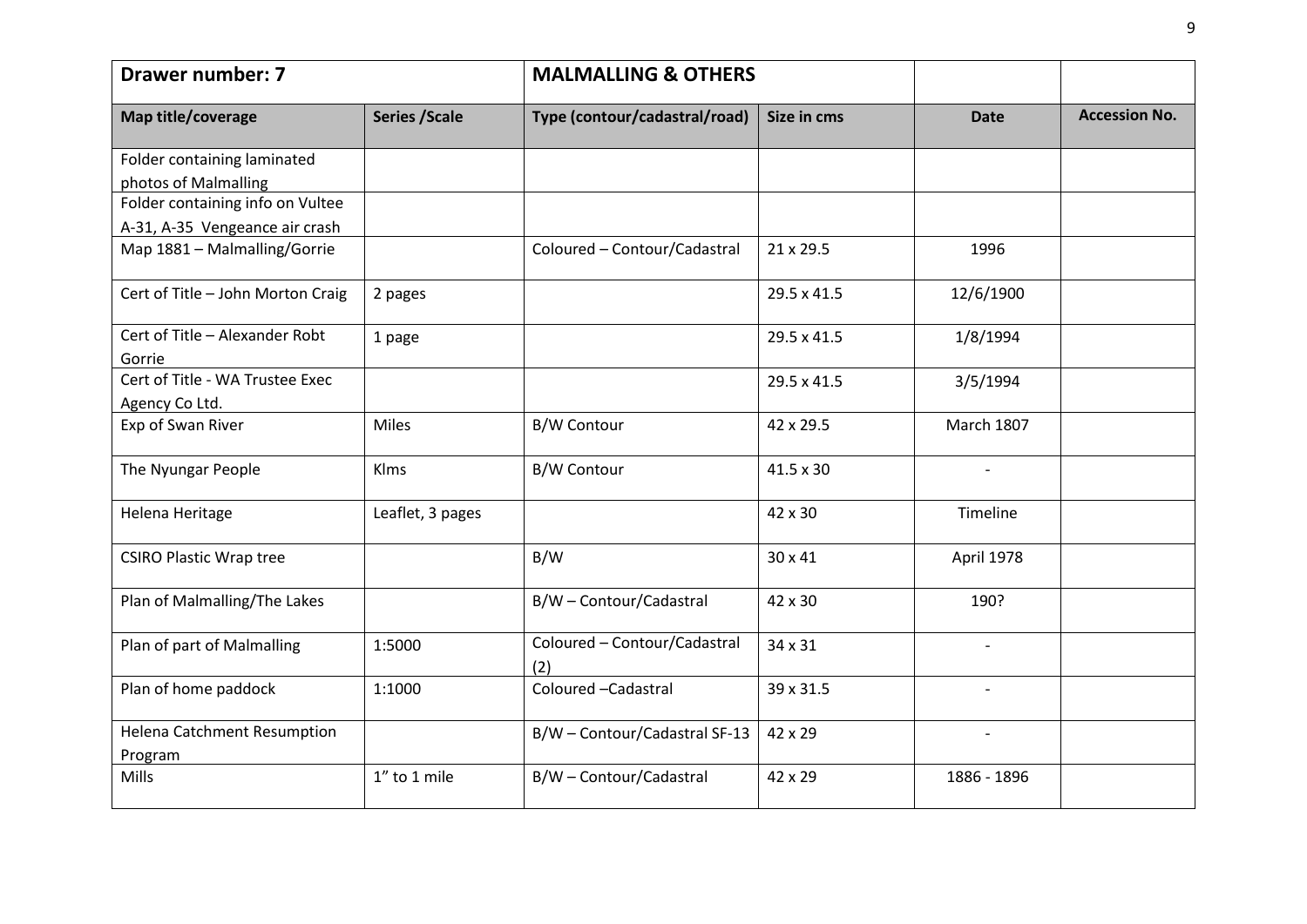| Drawer number: 7 | | MALMALLING & OTHERS | | | |
|---|---|---|---|---|---|
| **Map title/coverage** | **Series /Scale** | **Type (contour/cadastral/road)** | **Size in cms** | **Date** | **Accession No.** |
| Folder containing laminated photos of Malmalling | | | | | |
| Folder containing info on Vultee A-31, A-35 Vengeance air crash | | | | | |
| Map 1881 – Malmalling/Gorrie | | Coloured – Contour/Cadastral | 21 x 29.5 | 1996 | |
| Cert of Title – John Morton Craig | 2 pages | | 29.5 x 41.5 | 12/6/1900 | |
| Cert of Title – Alexander Robt Gorrie | 1 page | | 29.5 x 41.5 | 1/8/1994 | |
| Cert of Title - WA Trustee Exec Agency Co Ltd. | | | 29.5 x 41.5 | 3/5/1994 | |
| Exp of Swan River | Miles | B/W Contour | 42 x 29.5 | March 1807 | |
| The Nyungar People | Klms | B/W Contour | 41.5 x 30 | - | |
| Helena Heritage | Leaflet, 3 pages | | 42 x 30 | Timeline | |
| CSIRO Plastic Wrap tree | | B/W | 30 x 41 | April 1978 | |
| Plan of Malmalling/The Lakes | | B/W – Contour/Cadastral | 42 x 30 | 190? | |
| Plan of part of Malmalling | 1:5000 | Coloured – Contour/Cadastral (2) | 34 x 31 | - | |
| Plan of home paddock | 1:1000 | Coloured –Cadastral | 39 x 31.5 | - | |
| Helena Catchment Resumption Program | | B/W – Contour/Cadastral SF-13 | 42 x 29 | - | |
| Mills | 1" to 1 mile | B/W – Contour/Cadastral | 42 x 29 | 1886 - 1896 | |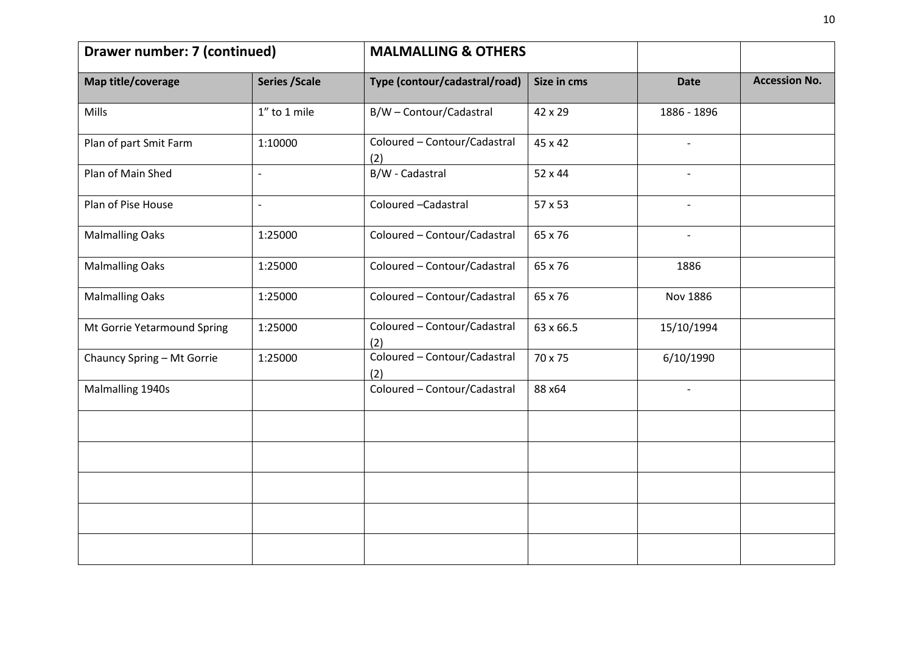| Drawer number: 7 (continued) | | MALMALLING & OTHERS | | | |
|---|---|---|---|---|---|
| **Map title/coverage** | **Series /Scale** | **Type (contour/cadastral/road)** | **Size in cms** | **Date** | **Accession No.** |
| Mills | 1" to 1 mile | B/W – Contour/Cadastral | 42 x 29 | 1886 - 1896 | |
| Plan of part Smit Farm | 1:10000 | Coloured – Contour/Cadastral (2) | 45 x 42 | - | |
| Plan of Main Shed | - | B/W - Cadastral | 52 x 44 | - | |
| Plan of Pise House | - | Coloured –Cadastral | 57 x 53 | - | |
| Malmalling Oaks | 1:25000 | Coloured – Contour/Cadastral | 65 x 76 | - | |
| Malmalling Oaks | 1:25000 | Coloured – Contour/Cadastral | 65 x 76 | 1886 | |
| Malmalling Oaks | 1:25000 | Coloured – Contour/Cadastral | 65 x 76 | Nov 1886 | |
| Mt Gorrie Yetarmound Spring | 1:25000 | Coloured – Contour/Cadastral (2) | 63 x 66.5 | 15/10/1994 | |
| Chauncy Spring – Mt Gorrie | 1:25000 | Coloured – Contour/Cadastral (2) | 70 x 75 | 6/10/1990 | |
| Malmalling 1940s | | Coloured – Contour/Cadastral | 88 x64 | - | |
| | | | | | |
| | | | | | |
| | | | | | |
| | | | | | |
| | | | | | |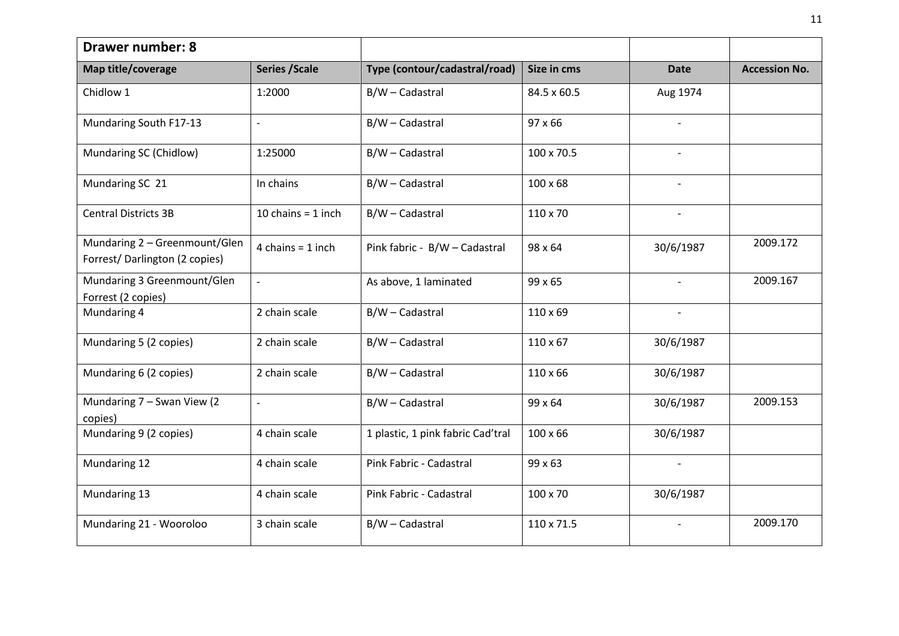| **Drawer number: 8** | | | | | |
|---|---|---|---|---|---|
| **Map title/coverage** | **Series /Scale** | **Type (contour/cadastral/road)** | **Size in cms** | **Date** | **Accession No.** |
| Chidlow 1 | 1:2000 | B/W – Cadastral | 84.5 x 60.5 | Aug 1974 | |
| Mundaring South F17-13 | - | B/W – Cadastral | 97 x 66 | - | |
| Mundaring SC (Chidlow) | 1:25000 | B/W – Cadastral | 100 x 70.5 | - | |
| Mundaring SC 21 | In chains | B/W – Cadastral | 100 x 68 | - | |
| Central Districts 3B | 10 chains = 1 inch | B/W – Cadastral | 110 x 70 | - | |
| Mundaring 2 – Greenmount/Glen Forrest/ Darlington (2 copies) | 4 chains = 1 inch | Pink fabric - B/W – Cadastral | 98 x 64 | 30/6/1987 | 2009.172 |
| Mundaring 3 Greenmount/Glen Forrest (2 copies) | - | As above, 1 laminated | 99 x 65 | - | 2009.167 |
| Mundaring 4 | 2 chain scale | B/W – Cadastral | 110 x 69 | - | |
| Mundaring 5 (2 copies) | 2 chain scale | B/W – Cadastral | 110 x 67 | 30/6/1987 | |
| Mundaring 6 (2 copies) | 2 chain scale | B/W – Cadastral | 110 x 66 | 30/6/1987 | |
| Mundaring 7 – Swan View (2 copies) | - | B/W – Cadastral | 99 x 64 | 30/6/1987 | 2009.153 |
| Mundaring 9 (2 copies) | 4 chain scale | 1 plastic, 1 pink fabric Cad'tral | 100 x 66 | 30/6/1987 | |
| Mundaring 12 | 4 chain scale | Pink Fabric - Cadastral | 99 x 63 | - | |
| Mundaring 13 | 4 chain scale | Pink Fabric - Cadastral | 100 x 70 | 30/6/1987 | |
| Mundaring 21 - Wooroloo | 3 chain scale | B/W – Cadastral | 110 x 71.5 | - | 2009.170 |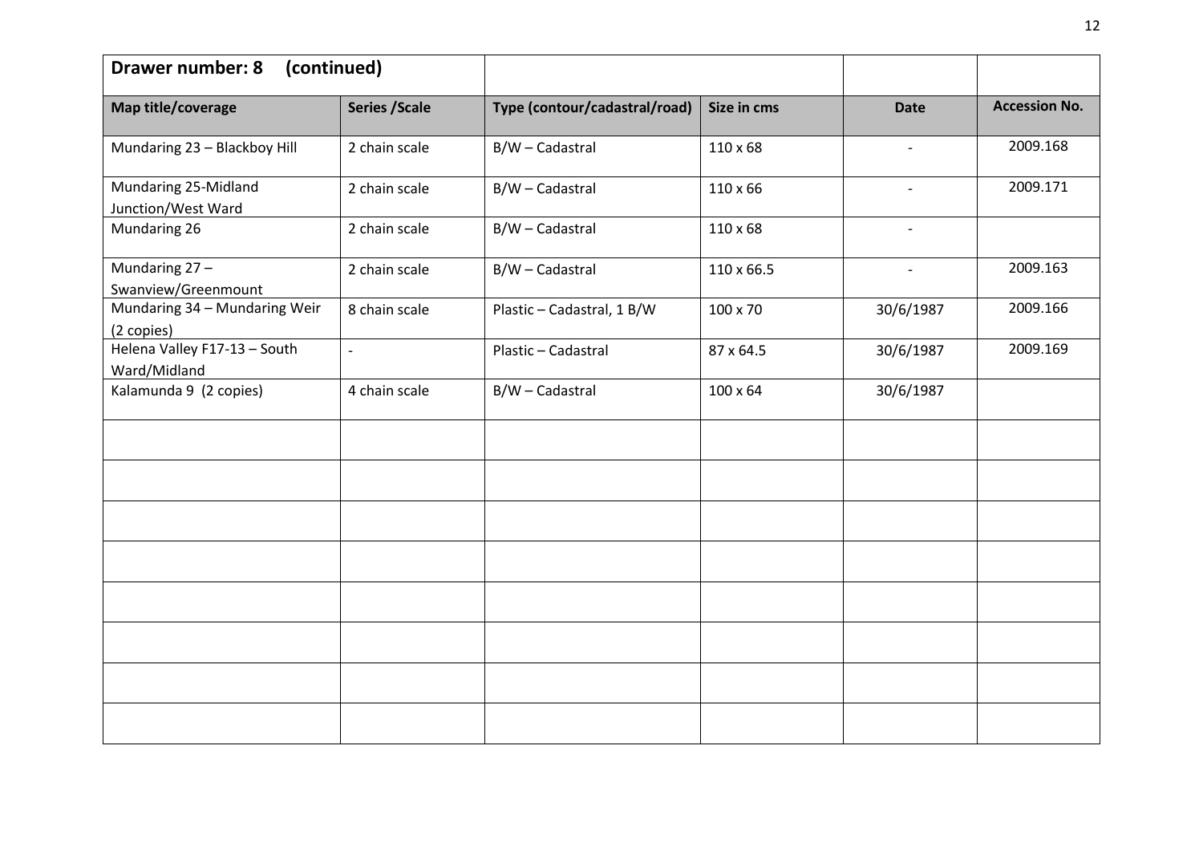**Drawer number: 8 (continued)**

| Map title/coverage | Series /Scale | Type (contour/cadastral/road) | Size in cms | Date | Accession No. |
|---|---|---|---|---|---|
| Mundaring 23 – Blackboy Hill | 2 chain scale | B/W – Cadastral | 110 x 68 | - | 2009.168 |
| Mundaring 25-Midland Junction/West Ward | 2 chain scale | B/W – Cadastral | 110 x 66 | - | 2009.171 |
| Mundaring 26 | 2 chain scale | B/W – Cadastral | 110 x 68 | - | |
| Mundaring 27 – Swanview/Greenmount | 2 chain scale | B/W – Cadastral | 110 x 66.5 | - | 2009.163 |
| Mundaring 34 – Mundaring Weir (2 copies) | 8 chain scale | Plastic – Cadastral, 1 B/W | 100 x 70 | 30/6/1987 | 2009.166 |
| Helena Valley F17-13 – South Ward/Midland | - | Plastic – Cadastral | 87 x 64.5 | 30/6/1987 | 2009.169 |
| Kalamunda 9 (2 copies) | 4 chain scale | B/W – Cadastral | 100 x 64 | 30/6/1987 | |
| | | | | | |
| | | | | | |
| | | | | | |
| | | | | | |
| | | | | | |
| | | | | | |
| | | | | | |
| | | | | | |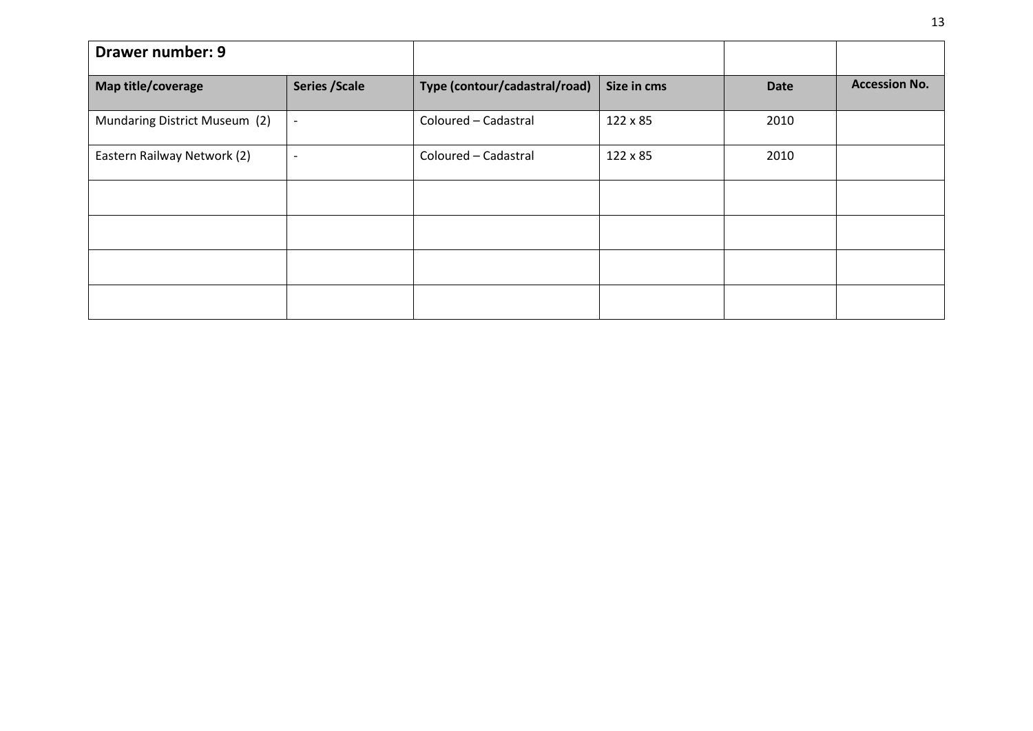| **Drawer number: 9** | | | | | |
|---|---|---|---|---|---|
| **Map title/coverage** | **Series /Scale** | **Type (contour/cadastral/road)** | **Size in cms** | **Date** | **Accession No.** |
| Mundaring District Museum (2) | - | Coloured – Cadastral | 122 x 85 | 2010 | |
| Eastern Railway Network (2) | - | Coloured – Cadastral | 122 x 85 | 2010 | |
| | | | | | |
| | | | | | |
| | | | | | |
| | | | | | |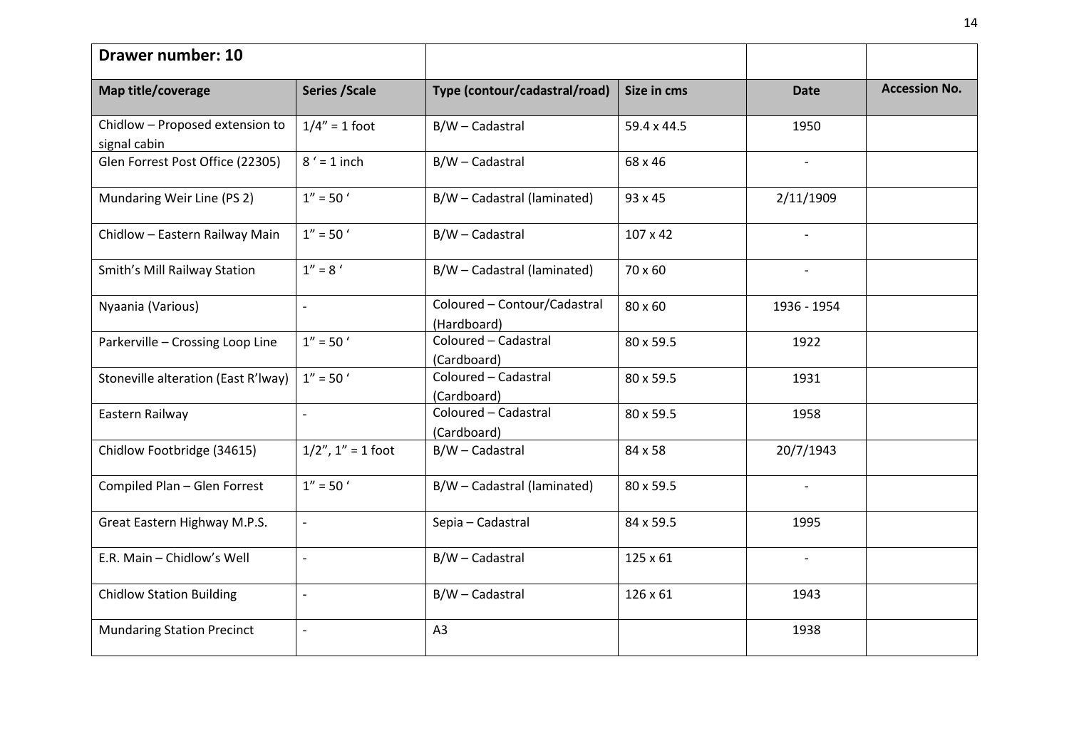| Drawer number: 10 | | | | | |
|---|---|---|---|---|---|
| **Map title/coverage** | **Series /Scale** | **Type (contour/cadastral/road)** | **Size in cms** | **Date** | **Accession No.** |
| Chidlow – Proposed extension to signal cabin | 1/4" = 1 foot | B/W – Cadastral | 59.4 x 44.5 | 1950 | |
| Glen Forrest Post Office (22305) | 8 ' = 1 inch | B/W – Cadastral | 68 x 46 | - | |
| Mundaring Weir Line (PS 2) | 1" = 50 ' | B/W – Cadastral (laminated) | 93 x 45 | 2/11/1909 | |
| Chidlow – Eastern Railway Main | 1" = 50 ' | B/W – Cadastral | 107 x 42 | - | |
| Smith's Mill Railway Station | 1" = 8 ' | B/W – Cadastral (laminated) | 70 x 60 | - | |
| Nyaania (Various) | - | Coloured – Contour/Cadastral (Hardboard) | 80 x 60 | 1936 - 1954 | |
| Parkerville – Crossing Loop Line | 1" = 50 ' | Coloured – Cadastral (Cardboard) | 80 x 59.5 | 1922 | |
| Stoneville alteration (East R'lway) | 1" = 50 ' | Coloured – Cadastral (Cardboard) | 80 x 59.5 | 1931 | |
| Eastern Railway | - | Coloured – Cadastral (Cardboard) | 80 x 59.5 | 1958 | |
| Chidlow Footbridge (34615) | 1/2", 1" = 1 foot | B/W – Cadastral | 84 x 58 | 20/7/1943 | |
| Compiled Plan – Glen Forrest | 1" = 50 ' | B/W – Cadastral (laminated) | 80 x 59.5 | - | |
| Great Eastern Highway M.P.S. | - | Sepia – Cadastral | 84 x 59.5 | 1995 | |
| E.R. Main – Chidlow's Well | - | B/W – Cadastral | 125 x 61 | - | |
| Chidlow Station Building | - | B/W – Cadastral | 126 x 61 | 1943 | |
| Mundaring Station Precinct | - | A3 | | 1938 | |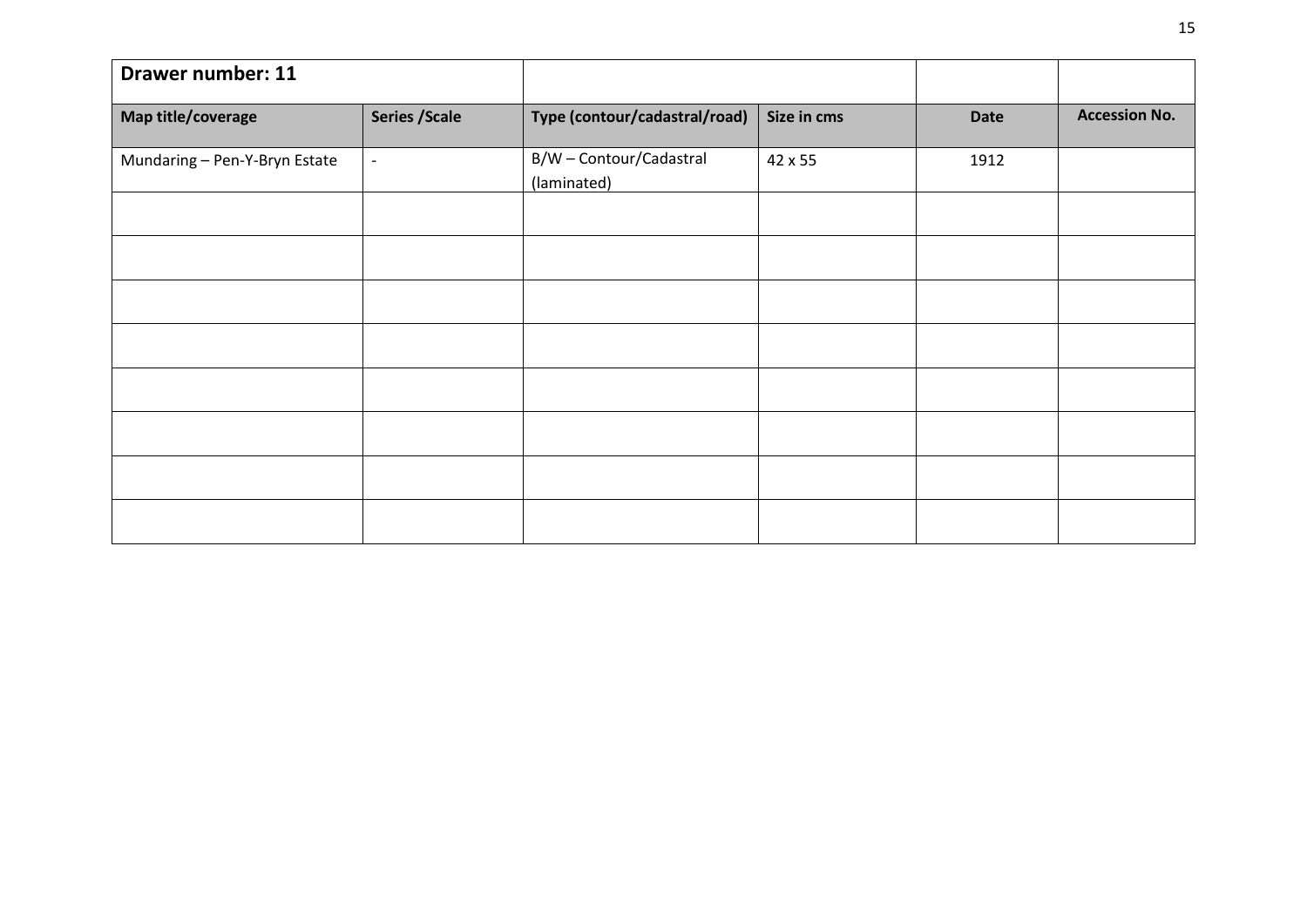| **Drawer number: 11** | | | | | |
|---|---|---|---|---|---|
| **Map title/coverage** | **Series /Scale** | **Type (contour/cadastral/road)** | **Size in cms** | **Date** | **Accession No.** |
| Mundaring – Pen-Y-Bryn Estate | - | B/W – Contour/Cadastral (laminated) | 42 x 55 | 1912 | |
| | | | | | |
| | | | | | |
| | | | | | |
| | | | | | |
| | | | | | |
| | | | | | |
| | | | | | |
| | | | | | |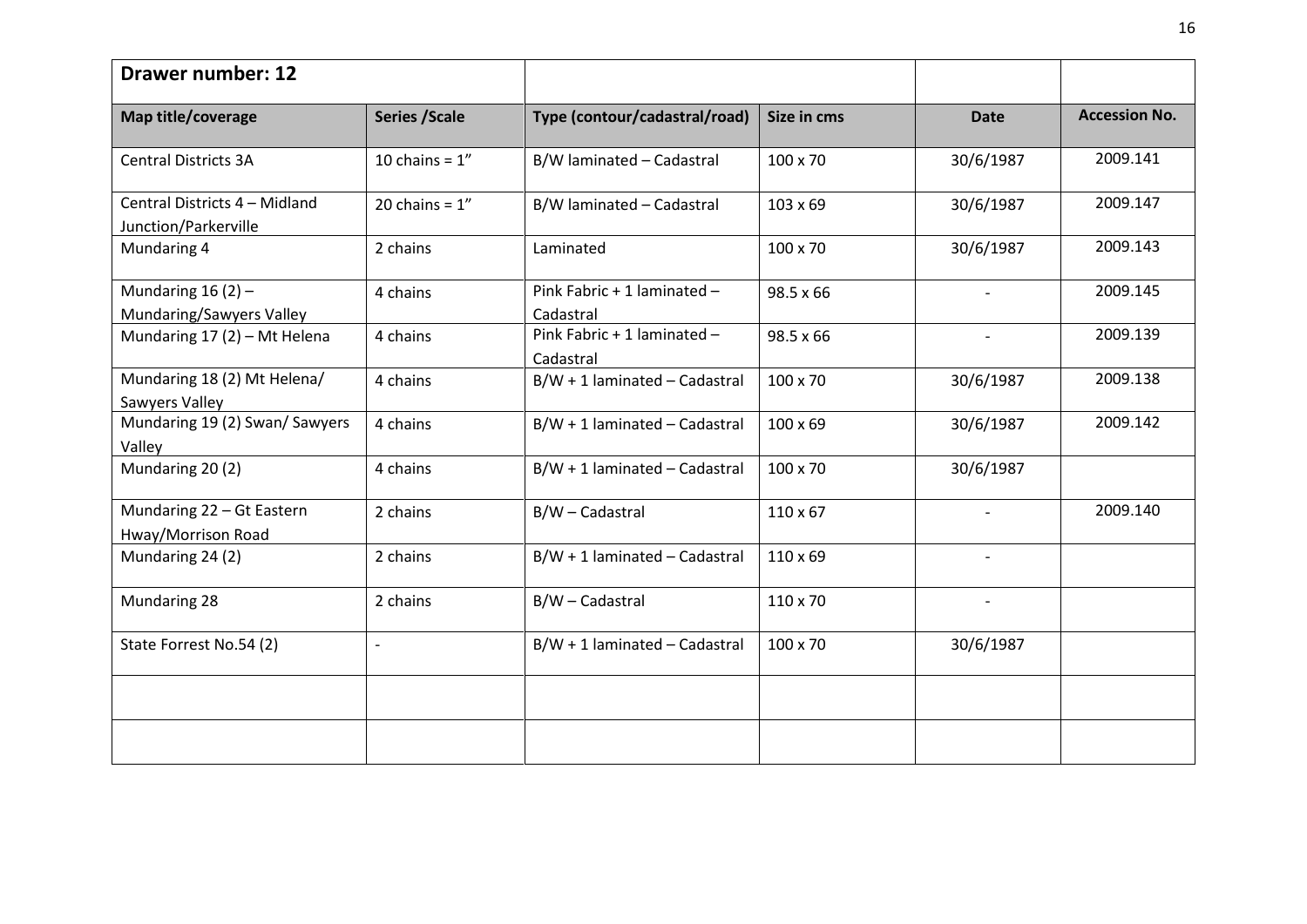| **Drawer number: 12** | | | | | |
|---|---|---|---|---|---|
| **Map title/coverage** | **Series /Scale** | **Type (contour/cadastral/road)** | **Size in cms** | **Date** | **Accession No.** |
| Central Districts 3A | 10 chains = 1” | B/W laminated – Cadastral | 100 x 70 | 30/6/1987 | 2009.141 |
| Central Districts 4 – Midland Junction/Parkerville | 20 chains = 1” | B/W laminated – Cadastral | 103 x 69 | 30/6/1987 | 2009.147 |
| Mundaring 4 | 2 chains | Laminated | 100 x 70 | 30/6/1987 | 2009.143 |
| Mundaring 16 (2) – Mundaring/Sawyers Valley | 4 chains | Pink Fabric + 1 laminated – Cadastral | 98.5 x 66 | - | 2009.145 |
| Mundaring 17 (2) – Mt Helena | 4 chains | Pink Fabric + 1 laminated – Cadastral | 98.5 x 66 | - | 2009.139 |
| Mundaring 18 (2) Mt Helena/ Sawyers Valley | 4 chains | B/W + 1 laminated – Cadastral | 100 x 70 | 30/6/1987 | 2009.138 |
| Mundaring 19 (2) Swan/ Sawyers Valley | 4 chains | B/W + 1 laminated – Cadastral | 100 x 69 | 30/6/1987 | 2009.142 |
| Mundaring 20 (2) | 4 chains | B/W + 1 laminated – Cadastral | 100 x 70 | 30/6/1987 | |
| Mundaring 22 – Gt Eastern Hway/Morrison Road | 2 chains | B/W – Cadastral | 110 x 67 | - | 2009.140 |
| Mundaring 24 (2) | 2 chains | B/W + 1 laminated – Cadastral | 110 x 69 | - | |
| Mundaring 28 | 2 chains | B/W – Cadastral | 110 x 70 | - | |
| State Forrest No.54 (2) | - | B/W + 1 laminated – Cadastral | 100 x 70 | 30/6/1987 | |
| | | | | | |
| | | | | | |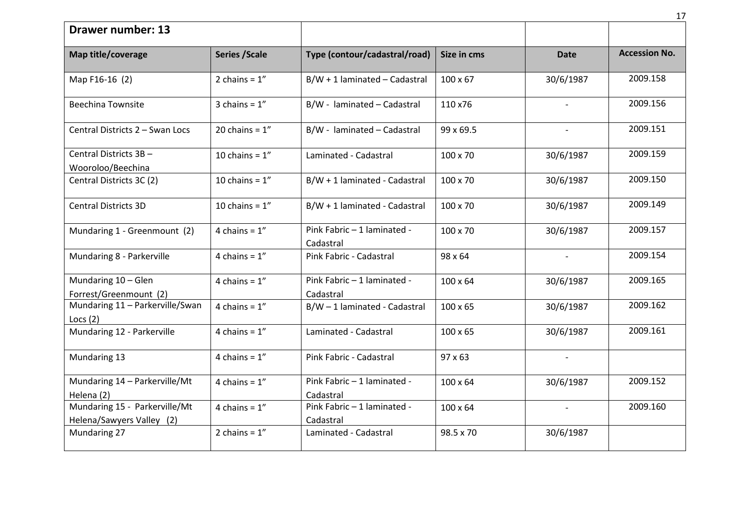| Drawer number: 13 | | | | | |
|---|---|---|---|---|---|
| **Map title/coverage** | **Series /Scale** | **Type (contour/cadastral/road)** | **Size in cms** | **Date** | **Accession No.** |
| Map F16-16 (2) | 2 chains = 1" | B/W + 1 laminated – Cadastral | 100 x 67 | 30/6/1987 | 2009.158 |
| Beechina Townsite | 3 chains = 1" | B/W - laminated – Cadastral | 110 x76 | - | 2009.156 |
| Central Districts 2 – Swan Locs | 20 chains = 1" | B/W - laminated – Cadastral | 99 x 69.5 | - | 2009.151 |
| Central Districts 3B – Wooroloo/Beechina | 10 chains = 1" | Laminated - Cadastral | 100 x 70 | 30/6/1987 | 2009.159 |
| Central Districts 3C (2) | 10 chains = 1" | B/W + 1 laminated - Cadastral | 100 x 70 | 30/6/1987 | 2009.150 |
| Central Districts 3D | 10 chains = 1" | B/W + 1 laminated - Cadastral | 100 x 70 | 30/6/1987 | 2009.149 |
| Mundaring 1 - Greenmount (2) | 4 chains = 1" | Pink Fabric – 1 laminated - Cadastral | 100 x 70 | 30/6/1987 | 2009.157 |
| Mundaring 8 - Parkerville | 4 chains = 1" | Pink Fabric - Cadastral | 98 x 64 | - | 2009.154 |
| Mundaring 10 – Glen Forrest/Greenmount (2) | 4 chains = 1" | Pink Fabric – 1 laminated - Cadastral | 100 x 64 | 30/6/1987 | 2009.165 |
| Mundaring 11 – Parkerville/Swan Locs (2) | 4 chains = 1" | B/W – 1 laminated - Cadastral | 100 x 65 | 30/6/1987 | 2009.162 |
| Mundaring 12 - Parkerville | 4 chains = 1" | Laminated - Cadastral | 100 x 65 | 30/6/1987 | 2009.161 |
| Mundaring 13 | 4 chains = 1" | Pink Fabric - Cadastral | 97 x 63 | - | |
| Mundaring 14 – Parkerville/Mt Helena (2) | 4 chains = 1" | Pink Fabric – 1 laminated - Cadastral | 100 x 64 | 30/6/1987 | 2009.152 |
| Mundaring 15 - Parkerville/Mt Helena/Sawyers Valley (2) | 4 chains = 1" | Pink Fabric – 1 laminated - Cadastral | 100 x 64 | - | 2009.160 |
| Mundaring 27 | 2 chains = 1" | Laminated - Cadastral | 98.5 x 70 | 30/6/1987 | |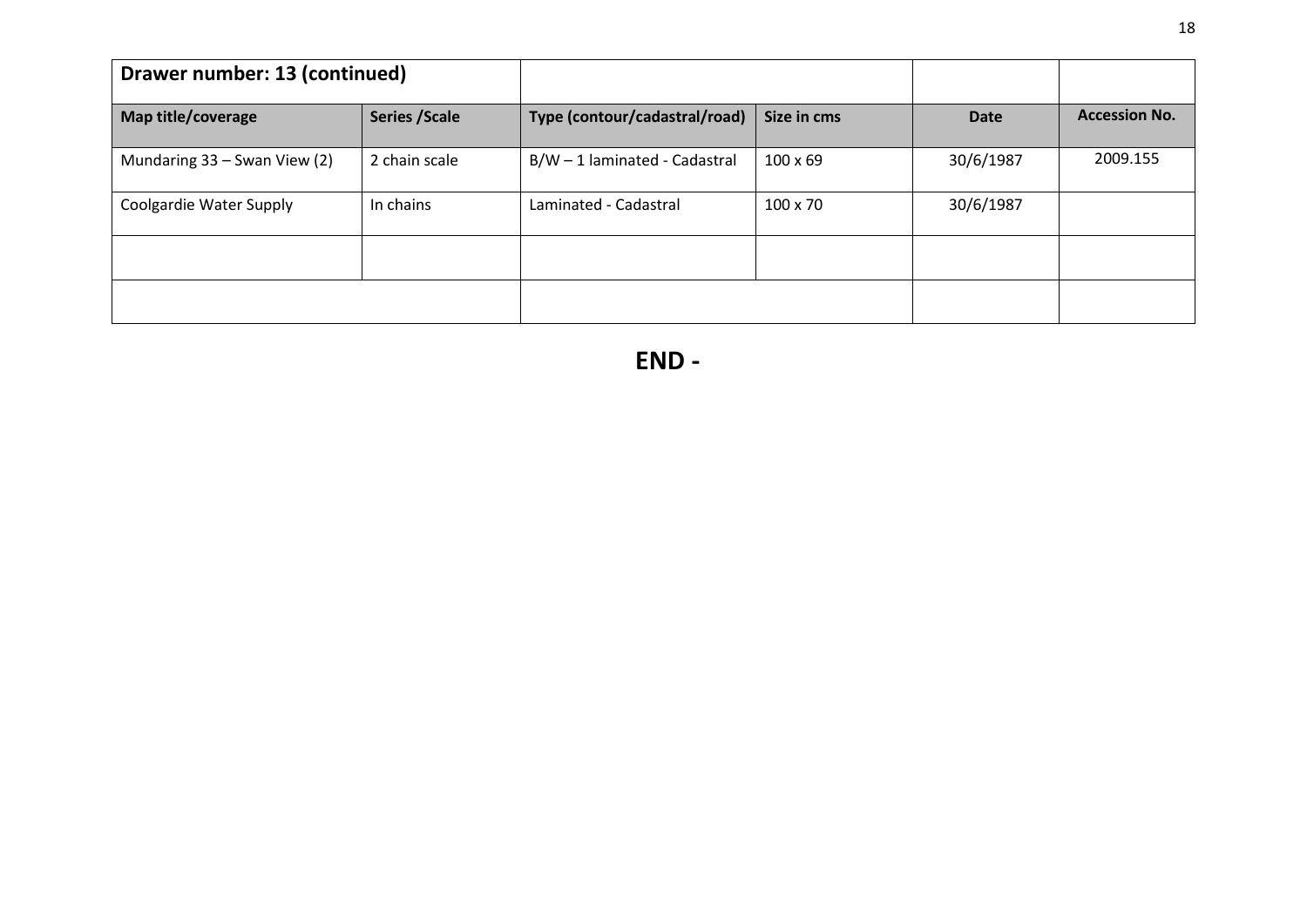| Drawer number: 13 (continued) | | | | | |
|---|---|---|---|---|---|
| **Map title/coverage** | **Series /Scale** | **Type (contour/cadastral/road)** | **Size in cms** | **Date** | **Accession No.** |
| Mundaring 33 – Swan View (2) | 2 chain scale | B/W – 1 laminated - Cadastral | 100 x 69 | 30/6/1987 | 2009.155 |
| Coolgardie Water Supply | In chains | Laminated - Cadastral | 100 x 70 | 30/6/1987 | |
| | | | | | |
| | | | | | |

**END -**